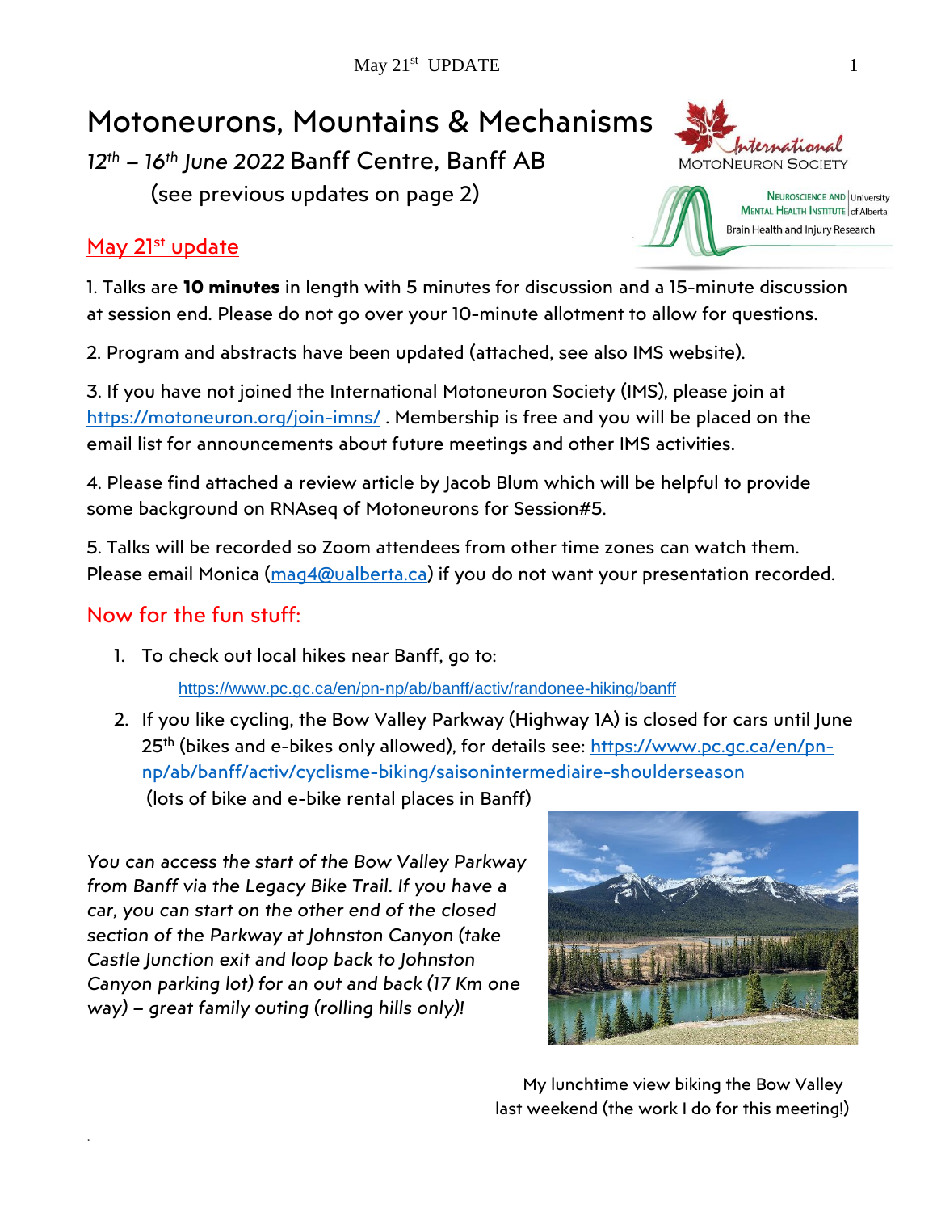# Motoneurons, Mountains & Mechanisms

*12th – 16th June 2022* Banff Centre, Banff AB

(see previous updates on page 2)

## May 21st update

1. Talks are **10 minutes** in length with 5 minutes for discussion and a 15-minute discussion at session end. Please do not go over your 10-minute allotment to allow for questions.

2. Program and abstracts have been updated (attached, see also IMS website).

3. If you have not joined the International Motoneuron Society (IMS), please join at https://motoneuron.org/join-imns/ . Membership is free and you will be placed on the email list for announcements about future meetings and other IMS activities.

4. Please find attached a review article by Jacob Blum which will be helpful to provide some background on RNAseq of Motoneurons for Session#5.

5. Talks will be recorded so Zoom attendees from other time zones can watch them. Please email Monica (mag4@ualberta.ca) if you do not want your presentation recorded.

## Now for the fun stuff:

1. To check out local hikes near Banff, go to:

   https://www.pc.gc.ca/en/pn-np/ab/banff/activ/randonee-hiking/banff

2. If you like cycling, the Bow Valley Parkway (Highway 1A) is closed for cars until June 25th (bikes and e-bikes only allowed), for details see: https://www.pc.gc.ca/en/pn-np/ab/banff/activ/cyclisme-biking/saisonintermediaire-shoulderseason
   (lots of bike and e-bike rental places in Banff)

*You can access the start of the Bow Valley Parkway from Banff via the Legacy Bike Trail. If you have a car, you can start on the other end of the closed section of the Parkway at Johnston Canyon (take Castle Junction exit and loop back to Johnston Canyon parking lot) for an out and back (17 Km one way) – great family outing (rolling hills only)!*

My lunchtime view biking the Bow Valley last weekend (the work I do for this meeting!)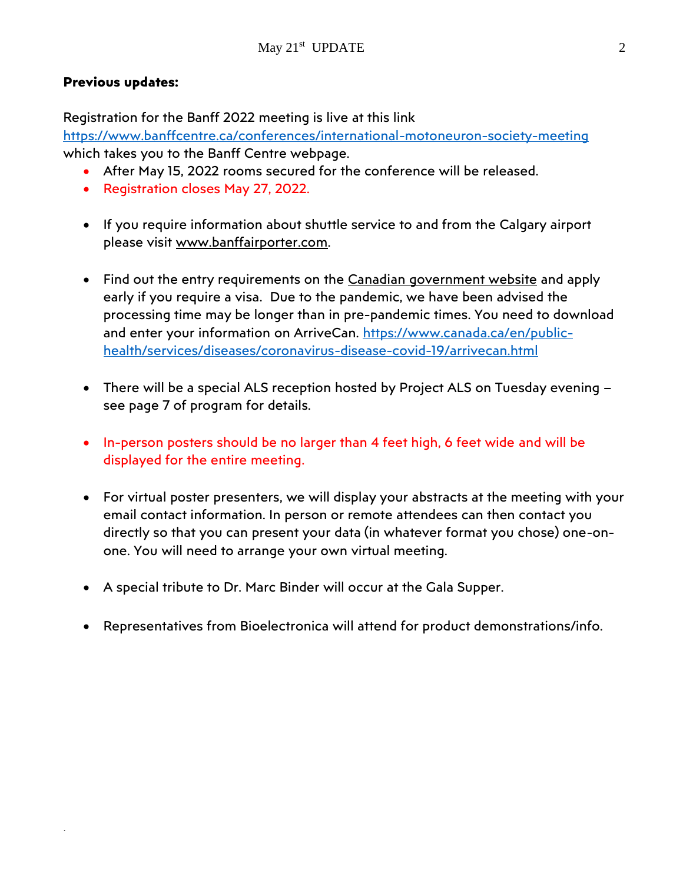**Previous updates:**

Registration for the Banff 2022 meeting is live at this link https://www.banffcentre.ca/conferences/international-motoneuron-society-meeting which takes you to the Banff Centre webpage.

- After May 15, 2022 rooms secured for the conference will be released.
- Registration closes May 27, 2022.

- If you require information about shuttle service to and from the Calgary airport please visit www.banffairporter.com.

- Find out the entry requirements on the Canadian government website and apply early if you require a visa. Due to the pandemic, we have been advised the processing time may be longer than in pre-pandemic times. You need to download and enter your information on ArriveCan. https://www.canada.ca/en/public-health/services/diseases/coronavirus-disease-covid-19/arrivecan.html

- There will be a special ALS reception hosted by Project ALS on Tuesday evening – see page 7 of program for details.

- In-person posters should be no larger than 4 feet high, 6 feet wide and will be displayed for the entire meeting.

- For virtual poster presenters, we will display your abstracts at the meeting with your email contact information. In person or remote attendees can then contact you directly so that you can present your data (in whatever format you chose) one-on-one. You will need to arrange your own virtual meeting.

- A special tribute to Dr. Marc Binder will occur at the Gala Supper.

- Representatives from Bioelectronica will attend for product demonstrations/info.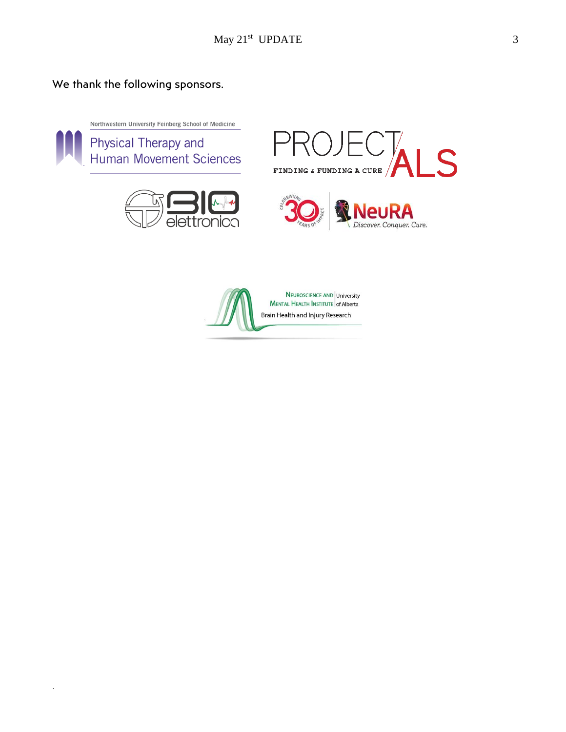We thank the following sponsors.

Northwestern University Feinberg School of Medicine
Physical Therapy and
Human Movement Sciences

PROJECT ALS
FINDING & FUNDING A CURE

BIO elettronica

CELEBRATING 30 YEARS OF IMPACT
NeuRA
Discover. Conquer. Cure.

Neuroscience and Mental Health Institute | University of Alberta
Brain Health and Injury Research